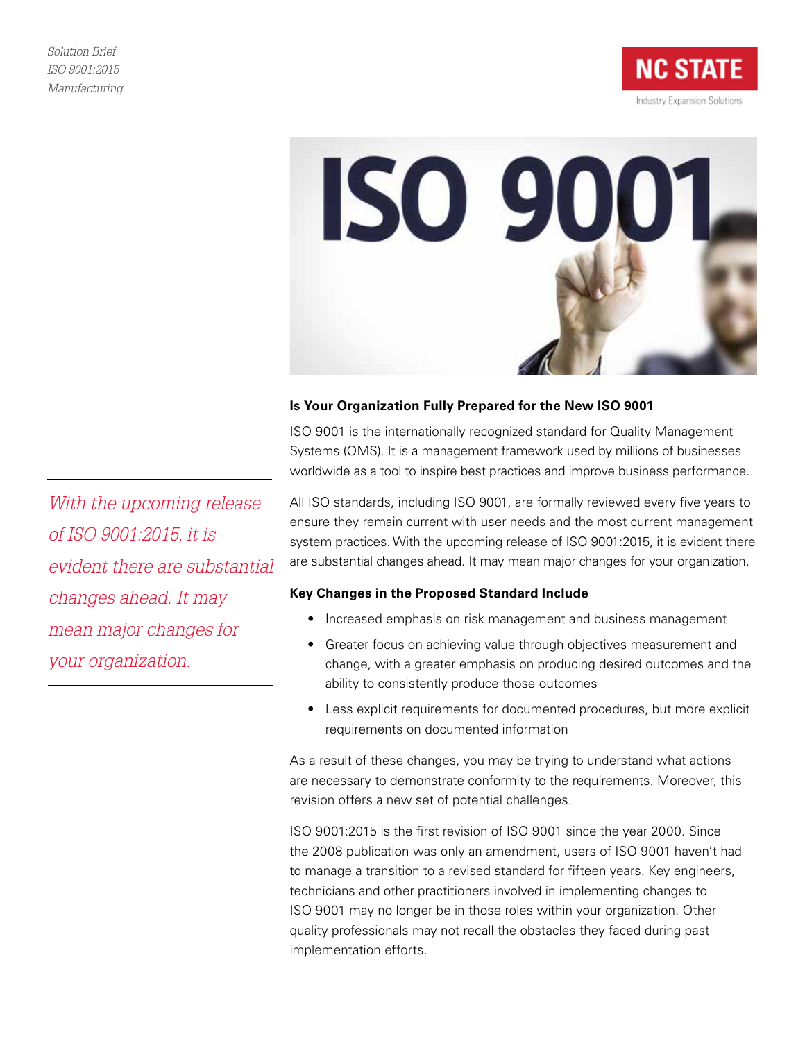*Solution Brief*
*ISO 9001:2015*
*Manufacturing*

NC STATE
Industry Expansion Solutions

## Is Your Organization Fully Prepared for the New ISO 9001

ISO 9001 is the internationally recognized standard for Quality Management Systems (QMS). It is a management framework used by millions of businesses worldwide as a tool to inspire best practices and improve business performance.

*With the upcoming release of ISO 9001:2015, it is evident there are substantial changes ahead. It may mean major changes for your organization.*

All ISO standards, including ISO 9001, are formally reviewed every five years to ensure they remain current with user needs and the most current management system practices. With the upcoming release of ISO 9001:2015, it is evident there are substantial changes ahead. It may mean major changes for your organization.

### Key Changes in the Proposed Standard Include

- Increased emphasis on risk management and business management
- Greater focus on achieving value through objectives measurement and change, with a greater emphasis on producing desired outcomes and the ability to consistently produce those outcomes
- Less explicit requirements for documented procedures, but more explicit requirements on documented information

As a result of these changes, you may be trying to understand what actions are necessary to demonstrate conformity to the requirements. Moreover, this revision offers a new set of potential challenges.

ISO 9001:2015 is the first revision of ISO 9001 since the year 2000. Since the 2008 publication was only an amendment, users of ISO 9001 haven't had to manage a transition to a revised standard for fifteen years. Key engineers, technicians and other practitioners involved in implementing changes to ISO 9001 may no longer be in those roles within your organization. Other quality professionals may not recall the obstacles they faced during past implementation efforts.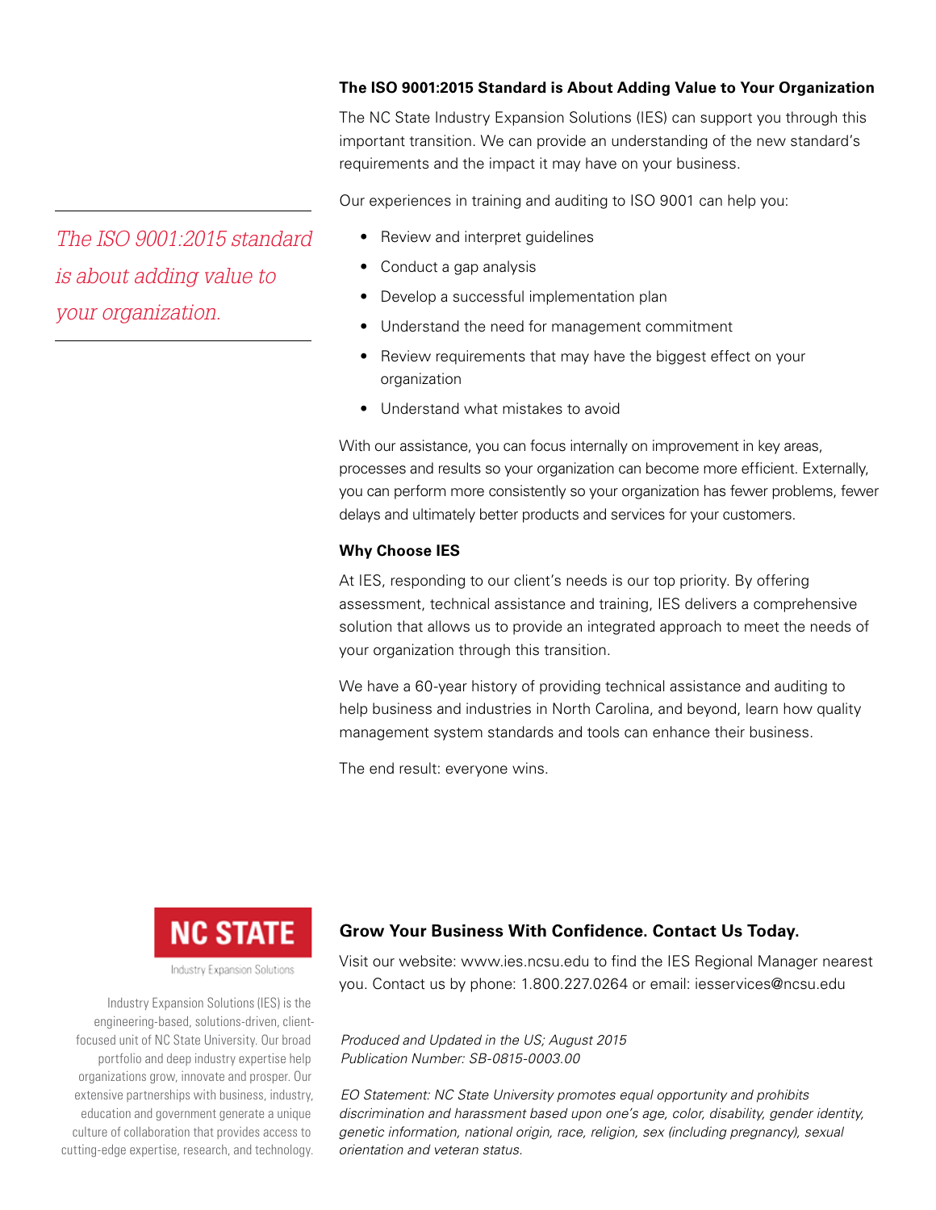*The ISO 9001:2015 standard is about adding value to your organization.*

## The ISO 9001:2015 Standard is About Adding Value to Your Organization

The NC State Industry Expansion Solutions (IES) can support you through this important transition. We can provide an understanding of the new standard's requirements and the impact it may have on your business.

Our experiences in training and auditing to ISO 9001 can help you:

- Review and interpret guidelines
- Conduct a gap analysis
- Develop a successful implementation plan
- Understand the need for management commitment
- Review requirements that may have the biggest effect on your organization
- Understand what mistakes to avoid

With our assistance, you can focus internally on improvement in key areas, processes and results so your organization can become more efficient. Externally, you can perform more consistently so your organization has fewer problems, fewer delays and ultimately better products and services for your customers.

## Why Choose IES

At IES, responding to our client's needs is our top priority. By offering assessment, technical assistance and training, IES delivers a comprehensive solution that allows us to provide an integrated approach to meet the needs of your organization through this transition.

We have a 60-year history of providing technical assistance and auditing to help business and industries in North Carolina, and beyond, learn how quality management system standards and tools can enhance their business.

The end result: everyone wins.

NC STATE

Industry Expansion Solutions

Industry Expansion Solutions (IES) is the engineering-based, solutions-driven, client-focused unit of NC State University. Our broad portfolio and deep industry expertise help organizations grow, innovate and prosper. Our extensive partnerships with business, industry, education and government generate a unique culture of collaboration that provides access to cutting-edge expertise, research, and technology.

## Grow Your Business With Confidence. Contact Us Today.

Visit our website: www.ies.ncsu.edu to find the IES Regional Manager nearest you. Contact us by phone: 1.800.227.0264 or email: iesservices@ncsu.edu

*Produced and Updated in the US; August 2015*
*Publication Number: SB-0815-0003.00*

*EO Statement: NC State University promotes equal opportunity and prohibits discrimination and harassment based upon one's age, color, disability, gender identity, genetic information, national origin, race, religion, sex (including pregnancy), sexual orientation and veteran status.*